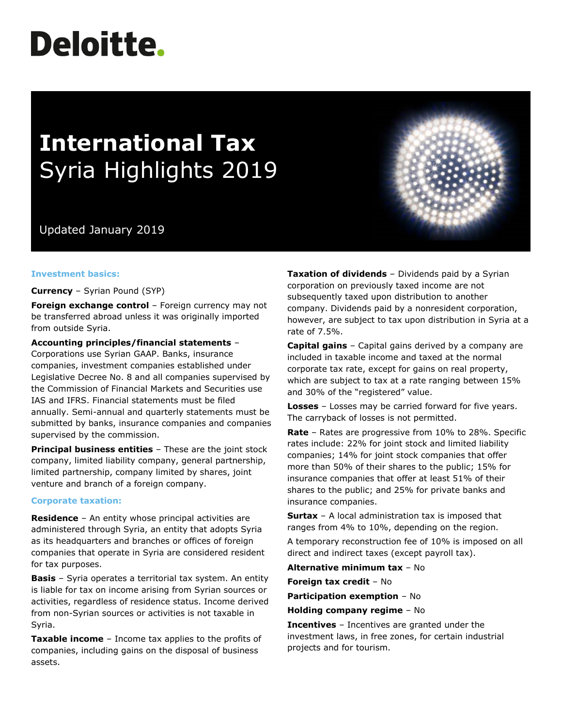# Deloitte.

# International Tax
## Syria Highlights 2019

Updated January 2019

### Investment basics:

**Currency** – Syrian Pound (SYP)

**Foreign exchange control** – Foreign currency may not be transferred abroad unless it was originally imported from outside Syria.

**Accounting principles/financial statements** – Corporations use Syrian GAAP. Banks, insurance companies, investment companies established under Legislative Decree No. 8 and all companies supervised by the Commission of Financial Markets and Securities use IAS and IFRS. Financial statements must be filed annually. Semi-annual and quarterly statements must be submitted by banks, insurance companies and companies supervised by the commission.

**Principal business entities** – These are the joint stock company, limited liability company, general partnership, limited partnership, company limited by shares, joint venture and branch of a foreign company.

### Corporate taxation:

**Residence** – An entity whose principal activities are administered through Syria, an entity that adopts Syria as its headquarters and branches or offices of foreign companies that operate in Syria are considered resident for tax purposes.

**Basis** – Syria operates a territorial tax system. An entity is liable for tax on income arising from Syrian sources or activities, regardless of residence status. Income derived from non-Syrian sources or activities is not taxable in Syria.

**Taxable income** – Income tax applies to the profits of companies, including gains on the disposal of business assets.

**Taxation of dividends** – Dividends paid by a Syrian corporation on previously taxed income are not subsequently taxed upon distribution to another company. Dividends paid by a nonresident corporation, however, are subject to tax upon distribution in Syria at a rate of 7.5%.

**Capital gains** – Capital gains derived by a company are included in taxable income and taxed at the normal corporate tax rate, except for gains on real property, which are subject to tax at a rate ranging between 15% and 30% of the "registered" value.

**Losses** – Losses may be carried forward for five years. The carryback of losses is not permitted.

**Rate** – Rates are progressive from 10% to 28%. Specific rates include: 22% for joint stock and limited liability companies; 14% for joint stock companies that offer more than 50% of their shares to the public; 15% for insurance companies that offer at least 51% of their shares to the public; and 25% for private banks and insurance companies.

**Surtax** – A local administration tax is imposed that ranges from 4% to 10%, depending on the region.

A temporary reconstruction fee of 10% is imposed on all direct and indirect taxes (except payroll tax).

**Alternative minimum tax** – No

**Foreign tax credit** – No

**Participation exemption** – No

**Holding company regime** – No

**Incentives** – Incentives are granted under the investment laws, in free zones, for certain industrial projects and for tourism.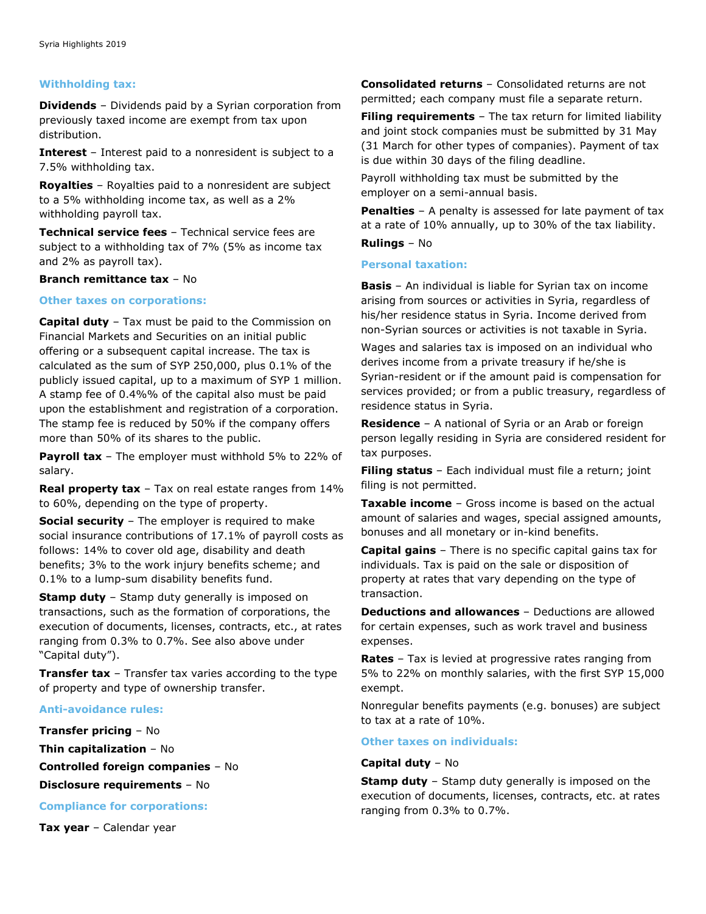## Withholding tax:

**Dividends** – Dividends paid by a Syrian corporation from previously taxed income are exempt from tax upon distribution.

**Interest** – Interest paid to a nonresident is subject to a 7.5% withholding tax.

**Royalties** – Royalties paid to a nonresident are subject to a 5% withholding income tax, as well as a 2% withholding payroll tax.

**Technical service fees** – Technical service fees are subject to a withholding tax of 7% (5% as income tax and 2% as payroll tax).

**Branch remittance tax** – No

## Other taxes on corporations:

**Capital duty** – Tax must be paid to the Commission on Financial Markets and Securities on an initial public offering or a subsequent capital increase. The tax is calculated as the sum of SYP 250,000, plus 0.1% of the publicly issued capital, up to a maximum of SYP 1 million. A stamp fee of 0.4%% of the capital also must be paid upon the establishment and registration of a corporation. The stamp fee is reduced by 50% if the company offers more than 50% of its shares to the public.

**Payroll tax** – The employer must withhold 5% to 22% of salary.

**Real property tax** – Tax on real estate ranges from 14% to 60%, depending on the type of property.

**Social security** – The employer is required to make social insurance contributions of 17.1% of payroll costs as follows: 14% to cover old age, disability and death benefits; 3% to the work injury benefits scheme; and 0.1% to a lump-sum disability benefits fund.

**Stamp duty** – Stamp duty generally is imposed on transactions, such as the formation of corporations, the execution of documents, licenses, contracts, etc., at rates ranging from 0.3% to 0.7%. See also above under "Capital duty").

**Transfer tax** – Transfer tax varies according to the type of property and type of ownership transfer.

## Anti-avoidance rules:

**Transfer pricing** – No

**Thin capitalization** – No

**Controlled foreign companies** – No

**Disclosure requirements** – No

## Compliance for corporations:

**Tax year** – Calendar year

**Consolidated returns** – Consolidated returns are not permitted; each company must file a separate return.

**Filing requirements** – The tax return for limited liability and joint stock companies must be submitted by 31 May (31 March for other types of companies). Payment of tax is due within 30 days of the filing deadline.

Payroll withholding tax must be submitted by the employer on a semi-annual basis.

**Penalties** – A penalty is assessed for late payment of tax at a rate of 10% annually, up to 30% of the tax liability.

**Rulings** – No

## Personal taxation:

**Basis** – An individual is liable for Syrian tax on income arising from sources or activities in Syria, regardless of his/her residence status in Syria. Income derived from non-Syrian sources or activities is not taxable in Syria.

Wages and salaries tax is imposed on an individual who derives income from a private treasury if he/she is Syrian-resident or if the amount paid is compensation for services provided; or from a public treasury, regardless of residence status in Syria.

**Residence** – A national of Syria or an Arab or foreign person legally residing in Syria are considered resident for tax purposes.

**Filing status** – Each individual must file a return; joint filing is not permitted.

**Taxable income** – Gross income is based on the actual amount of salaries and wages, special assigned amounts, bonuses and all monetary or in-kind benefits.

**Capital gains** – There is no specific capital gains tax for individuals. Tax is paid on the sale or disposition of property at rates that vary depending on the type of transaction.

**Deductions and allowances** – Deductions are allowed for certain expenses, such as work travel and business expenses.

**Rates** – Tax is levied at progressive rates ranging from 5% to 22% on monthly salaries, with the first SYP 15,000 exempt.

Nonregular benefits payments (e.g. bonuses) are subject to tax at a rate of 10%.

## Other taxes on individuals:

**Capital duty** – No

**Stamp duty** – Stamp duty generally is imposed on the execution of documents, licenses, contracts, etc. at rates ranging from 0.3% to 0.7%.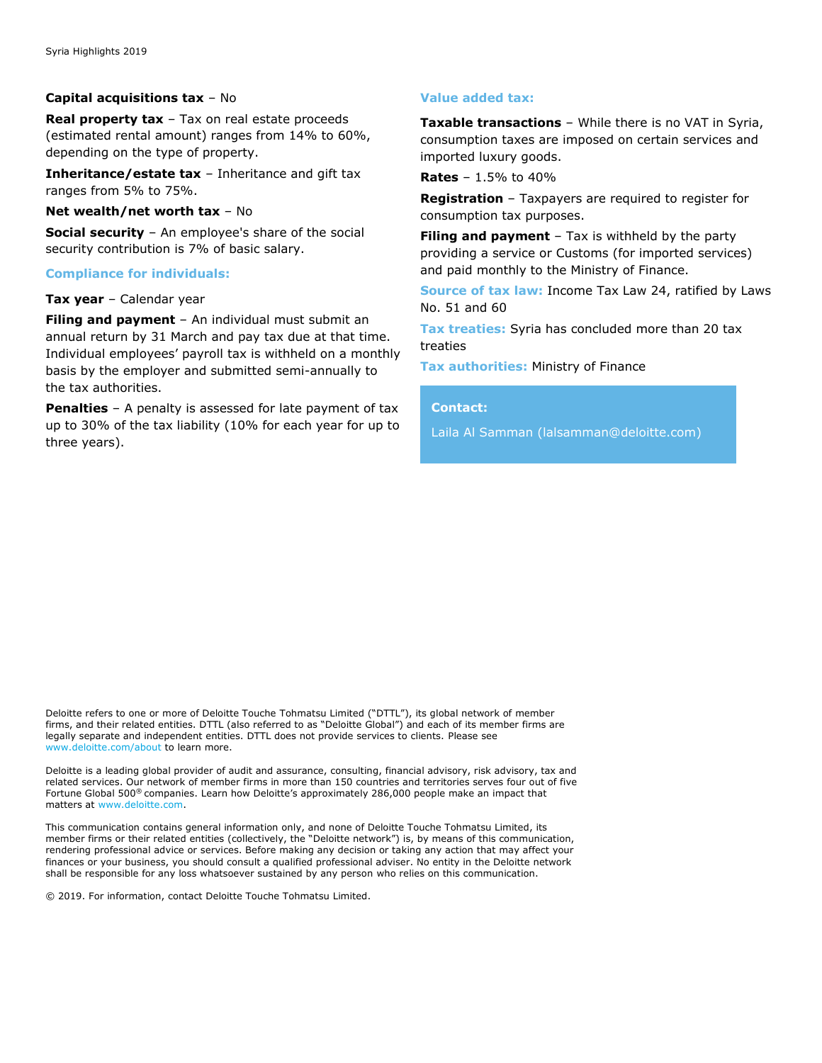**Capital acquisitions tax** – No

**Real property tax** – Tax on real estate proceeds (estimated rental amount) ranges from 14% to 60%, depending on the type of property.

**Inheritance/estate tax** – Inheritance and gift tax ranges from 5% to 75%.

**Net wealth/net worth tax** – No

**Social security** – An employee's share of the social security contribution is 7% of basic salary.

## Compliance for individuals:

**Tax year** – Calendar year

**Filing and payment** – An individual must submit an annual return by 31 March and pay tax due at that time. Individual employees' payroll tax is withheld on a monthly basis by the employer and submitted semi-annually to the tax authorities.

**Penalties** – A penalty is assessed for late payment of tax up to 30% of the tax liability (10% for each year for up to three years).

## Value added tax:

**Taxable transactions** – While there is no VAT in Syria, consumption taxes are imposed on certain services and imported luxury goods.

**Rates** – 1.5% to 40%

**Registration** – Taxpayers are required to register for consumption tax purposes.

**Filing and payment** – Tax is withheld by the party providing a service or Customs (for imported services) and paid monthly to the Ministry of Finance.

**Source of tax law:** Income Tax Law 24, ratified by Laws No. 51 and 60

**Tax treaties:** Syria has concluded more than 20 tax treaties

**Tax authorities:** Ministry of Finance

**Contact:**

Laila Al Samman (lalsamman@deloitte.com)

Deloitte refers to one or more of Deloitte Touche Tohmatsu Limited ("DTTL"), its global network of member firms, and their related entities. DTTL (also referred to as "Deloitte Global") and each of its member firms are legally separate and independent entities. DTTL does not provide services to clients. Please see www.deloitte.com/about to learn more.

Deloitte is a leading global provider of audit and assurance, consulting, financial advisory, risk advisory, tax and related services. Our network of member firms in more than 150 countries and territories serves four out of five Fortune Global 500® companies. Learn how Deloitte's approximately 286,000 people make an impact that matters at www.deloitte.com.

This communication contains general information only, and none of Deloitte Touche Tohmatsu Limited, its member firms or their related entities (collectively, the "Deloitte network") is, by means of this communication, rendering professional advice or services. Before making any decision or taking any action that may affect your finances or your business, you should consult a qualified professional adviser. No entity in the Deloitte network shall be responsible for any loss whatsoever sustained by any person who relies on this communication.

© 2019. For information, contact Deloitte Touche Tohmatsu Limited.